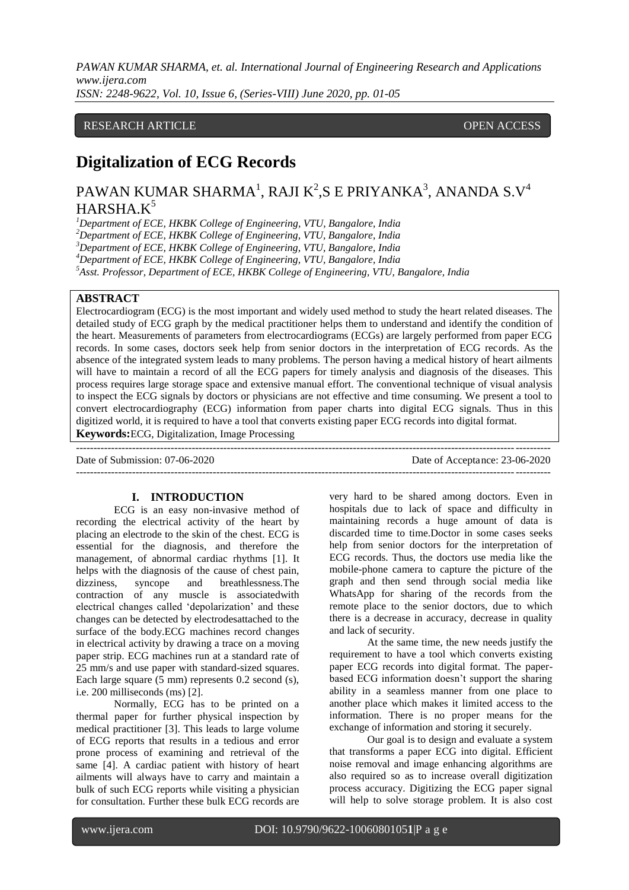RESEARCH ARTICLE OPEN ACCESS

# Digitalization of ECG Records

PAWAN KUMAR SHARMA[1], RAJI K[2], S E PRIYANKA[3], ANANDA S.V[4] HARSHA.K[5]

[1]*Department of ECE, HKBK College of Engineering, VTU, Bangalore, India*
[2]*Department of ECE, HKBK College of Engineering, VTU, Bangalore, India*
[3]*Department of ECE, HKBK College of Engineering, VTU, Bangalore, India*
[4]*Department of ECE, HKBK College of Engineering, VTU, Bangalore, India*
[5]*Asst. Professor, Department of ECE, HKBK College of Engineering, VTU, Bangalore, India*

## ABSTRACT

Electrocardiogram (ECG) is the most important and widely used method to study the heart related diseases. The detailed study of ECG graph by the medical practitioner helps them to understand and identify the condition of the heart. Measurements of parameters from electrocardiograms (ECGs) are largely performed from paper ECG records. In some cases, doctors seek help from senior doctors in the interpretation of ECG records. As the absence of the integrated system leads to many problems. The person having a medical history of heart ailments will have to maintain a record of all the ECG papers for timely analysis and diagnosis of the diseases. This process requires large storage space and extensive manual effort. The conventional technique of visual analysis to inspect the ECG signals by doctors or physicians are not effective and time consuming. We present a tool to convert electrocardiography (ECG) information from paper charts into digital ECG signals. Thus in this digitized world, it is required to have a tool that converts existing paper ECG records into digital format.

**Keywords:** ECG, Digitalization, Image Processing

---

Date of Submission: 07-06-2020 Date of Acceptance: 23-06-2020

---

## I. INTRODUCTION

ECG is an easy non-invasive method of recording the electrical activity of the heart by placing an electrode to the skin of the chest. ECG is essential for the diagnosis, and therefore the management, of abnormal cardiac rhythms [1]. It helps with the diagnosis of the cause of chest pain, dizziness, syncope and breathlessness.The contraction of any muscle is associatedwith electrical changes called 'depolarization' and these changes can be detected by electrodesattached to the surface of the body.ECG machines record changes in electrical activity by drawing a trace on a moving paper strip. ECG machines run at a standard rate of 25 mm/s and use paper with standard-sized squares. Each large square (5 mm) represents 0.2 second (s), i.e. 200 milliseconds (ms) [2].

Normally, ECG has to be printed on a thermal paper for further physical inspection by medical practitioner [3]. This leads to large volume of ECG reports that results in a tedious and error prone process of examining and retrieval of the same [4]. A cardiac patient with history of heart ailments will always have to carry and maintain a bulk of such ECG reports while visiting a physician for consultation. Further these bulk ECG records are very hard to be shared among doctors. Even in hospitals due to lack of space and difficulty in maintaining records a huge amount of data is discarded time to time.Doctor in some cases seeks help from senior doctors for the interpretation of ECG records. Thus, the doctors use media like the mobile-phone camera to capture the picture of the graph and then send through social media like WhatsApp for sharing of the records from the remote place to the senior doctors, due to which there is a decrease in accuracy, decrease in quality and lack of security.

At the same time, the new needs justify the requirement to have a tool which converts existing paper ECG records into digital format. The paper-based ECG information doesn't support the sharing ability in a seamless manner from one place to another place which makes it limited access to the information. There is no proper means for the exchange of information and storing it securely.

Our goal is to design and evaluate a system that transforms a paper ECG into digital. Efficient noise removal and image enhancing algorithms are also required so as to increase overall digitization process accuracy. Digitizing the ECG paper signal will help to solve storage problem. It is also cost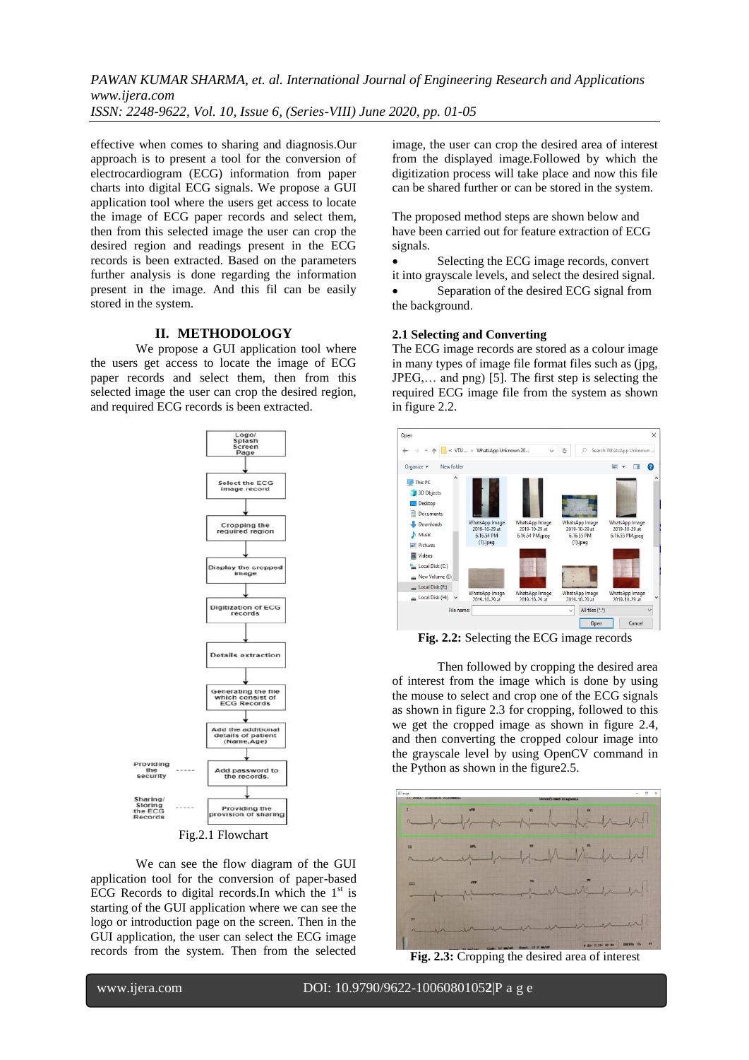effective when comes to sharing and diagnosis.Our approach is to present a tool for the conversion of electrocardiogram (ECG) information from paper charts into digital ECG signals. We propose a GUI application tool where the users get access to locate the image of ECG paper records and select them, then from this selected image the user can crop the desired region and readings present in the ECG records is been extracted. Based on the parameters further analysis is done regarding the information present in the image. And this fil can be easily stored in the system.

## II. METHODOLOGY

We propose a GUI application tool where the users get access to locate the image of ECG paper records and select them, then from this selected image the user can crop the desired region, and required ECG records is been extracted.

Fig.2.1 Flowchart

We can see the flow diagram of the GUI application tool for the conversion of paper-based ECG Records to digital records.In which the 1st is starting of the GUI application where we can see the logo or introduction page on the screen. Then in the GUI application, the user can select the ECG image records from the system. Then from the selected image, the user can crop the desired area of interest from the displayed image.Followed by which the digitization process will take place and now this file can be shared further or can be stored in the system.

The proposed method steps are shown below and have been carried out for feature extraction of ECG signals.

- Selecting the ECG image records, convert it into grayscale levels, and select the desired signal.
- Separation of the desired ECG signal from the background.

### 2.1 Selecting and Converting

The ECG image records are stored as a colour image in many types of image file format files such as (jpg, JPEG,… and png) [5]. The first step is selecting the required ECG image file from the system as shown in figure 2.2.

**Fig. 2.2:** Selecting the ECG image records

Then followed by cropping the desired area of interest from the image which is done by using the mouse to select and crop one of the ECG signals as shown in figure 2.3 for cropping, followed to this we get the cropped image as shown in figure 2.4, and then converting the cropped colour image into the grayscale level by using OpenCV command in the Python as shown in the figure2.5.

**Fig. 2.3:** Cropping the desired area of interest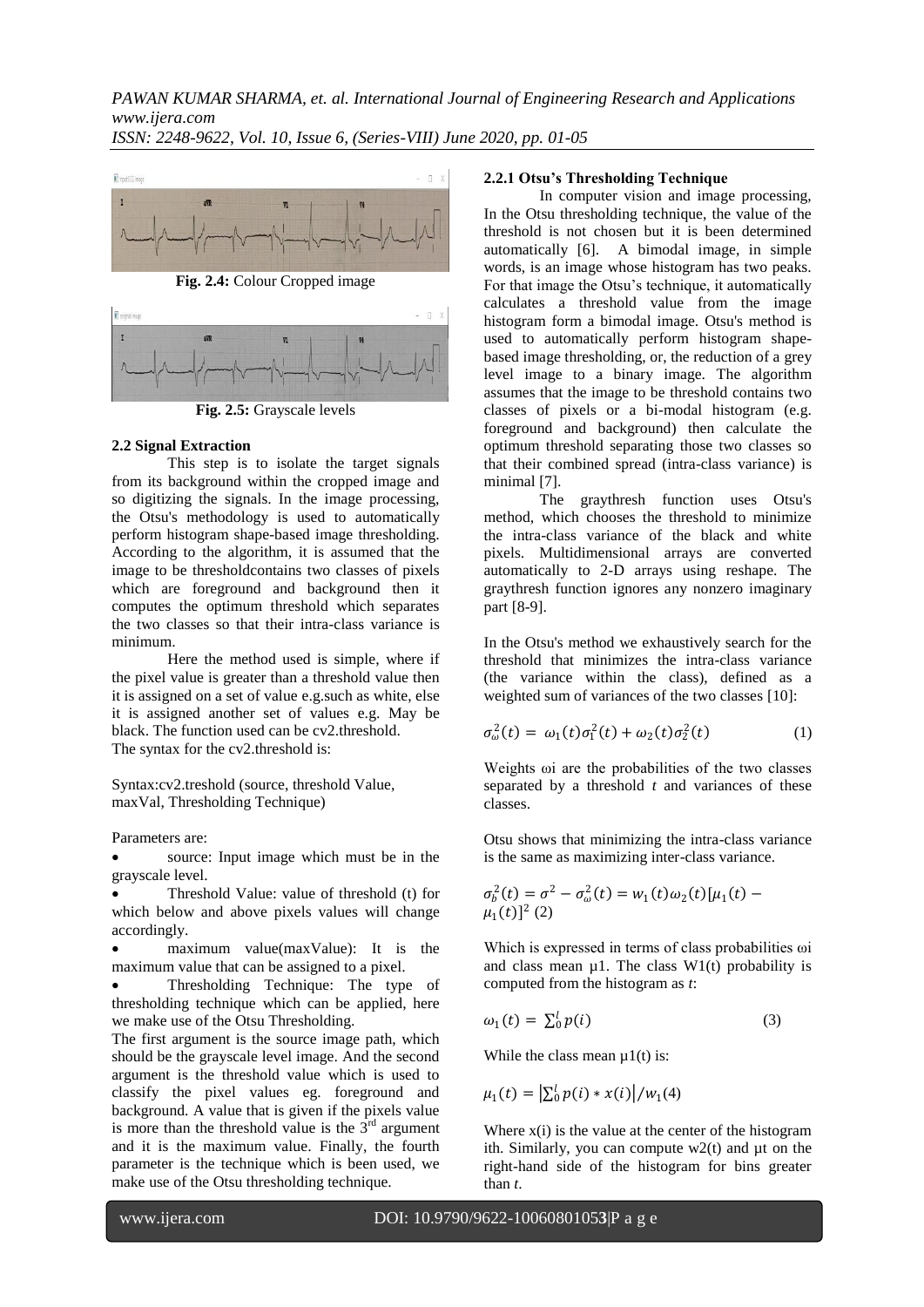Fig. 2.4: Colour Cropped image

Fig. 2.5: Grayscale levels

### 2.2 Signal Extraction

This step is to isolate the target signals from its background within the cropped image and so digitizing the signals. In the image processing, the Otsu's methodology is used to automatically perform histogram shape-based image thresholding. According to the algorithm, it is assumed that the image to be thresholdcontains two classes of pixels which are foreground and background then it computes the optimum threshold which separates the two classes so that their intra-class variance is minimum.

Here the method used is simple, where if the pixel value is greater than a threshold value then it is assigned on a set of value e.g.such as white, else it is assigned another set of values e.g. May be black. The function used can be cv2.threshold.
The syntax for the cv2.threshold is:

Syntax:cv2.treshold (source, threshold Value, maxVal, Thresholding Technique)

Parameters are:

- source: Input image which must be in the grayscale level.
- Threshold Value: value of threshold (t) for which below and above pixels values will change accordingly.
- maximum value(maxValue): It is the maximum value that can be assigned to a pixel.
- Thresholding Technique: The type of thresholding technique which can be applied, here we make use of the Otsu Thresholding.

The first argument is the source image path, which should be the grayscale level image. And the second argument is the threshold value which is used to classify the pixel values eg. foreground and background. A value that is given if the pixels value is more than the threshold value is the 3rd argument and it is the maximum value. Finally, the fourth parameter is the technique which is been used, we make use of the Otsu thresholding technique.

#### 2.2.1 Otsu's Thresholding Technique

In computer vision and image processing, In the Otsu thresholding technique, the value of the threshold is not chosen but it is been determined automatically [6]. A bimodal image, in simple words, is an image whose histogram has two peaks. For that image the Otsu's technique, it automatically calculates a threshold value from the image histogram form a bimodal image. Otsu's method is used to automatically perform histogram shape-based image thresholding, or, the reduction of a grey level image to a binary image. The algorithm assumes that the image to be threshold contains two classes of pixels or a bi-modal histogram (e.g. foreground and background) then calculate the optimum threshold separating those two classes so that their combined spread (intra-class variance) is minimal [7].

The graythresh function uses Otsu's method, which chooses the threshold to minimize the intra-class variance of the black and white pixels. Multidimensional arrays are converted automatically to 2-D arrays using reshape. The graythresh function ignores any nonzero imaginary part [8-9].

In the Otsu's method we exhaustively search for the threshold that minimizes the intra-class variance (the variance within the class), defined as a weighted sum of variances of the two classes [10]:

$$\sigma_{\omega}^2(t) = \omega_1(t)\sigma_1^2(t) + \omega_2(t)\sigma_2^2(t) \quad (1)$$

Weights $\omega_i$ are the probabilities of the two classes separated by a threshold *t* and variances of these classes.

Otsu shows that minimizing the intra-class variance is the same as maximizing inter-class variance.

$$\sigma_b^2(t) = \sigma^2 - \sigma_{\omega}^2(t) = w_1(t)\omega_2(t)[\mu_1(t) - \mu_1(t)]^2 \quad (2)$$

Which is expressed in terms of class probabilities $\omega_i$ and class mean $\mu_1$. The class $W_1(t)$ probability is computed from the histogram as *t*:

$$\omega_1(t) = \sum_0^l p(i) \quad (3)$$

While the class mean $\mu_1(t)$ is:

$$\mu_1(t) = \left|\sum_0^l p(i) * x(i)\right| / w_1 \quad (4)$$

Where $x(i)$ is the value at the center of the histogram ith. Similarly, you can compute $w_2(t)$ and $\mu_t$ on the right-hand side of the histogram for bins greater than *t*.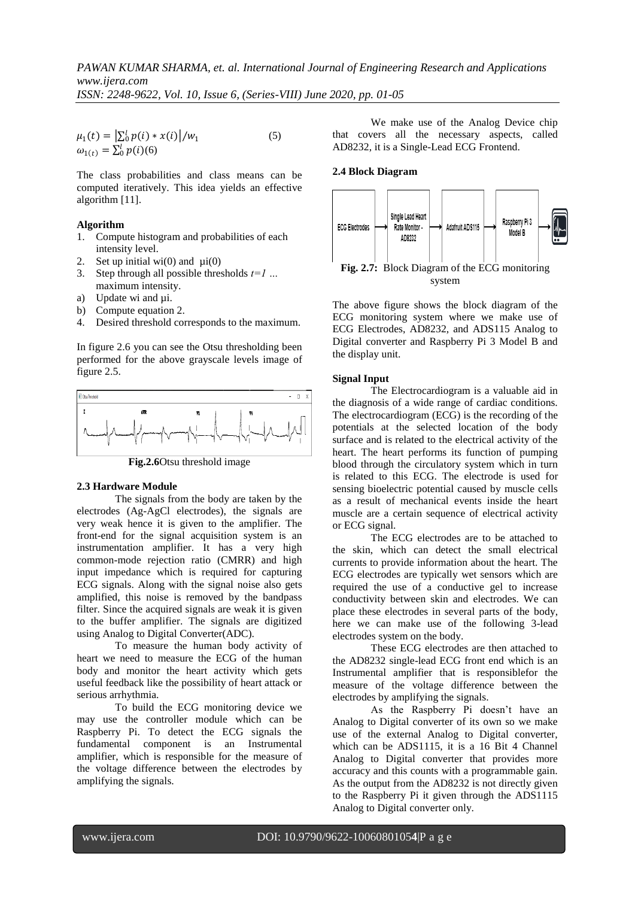$$\mu_1(t) = \left|\sum_0^l p(i) * x(i)\right| / w_1 \quad (5)$$

$$\omega_{1(t)} = \sum_0^l p(i) (6)$$

The class probabilities and class means can be computed iteratively. This idea yields an effective algorithm [11].

**Algorithm**

1. Compute histogram and probabilities of each intensity level.
2. Set up initial wi(0) and µi(0)
3. Step through all possible thresholds *t=1 …* maximum intensity.

a) Update wi and µi.
b) Compute equation 2.

4. Desired threshold corresponds to the maximum.

In figure 2.6 you can see the Otsu thresholding been performed for the above grayscale levels image of figure 2.5.

**Fig.2.6**Otsu threshold image

**2.3 Hardware Module**

The signals from the body are taken by the electrodes (Ag-AgCl electrodes), the signals are very weak hence it is given to the amplifier. The front-end for the signal acquisition system is an instrumentation amplifier. It has a very high common-mode rejection ratio (CMRR) and high input impedance which is required for capturing ECG signals. Along with the signal noise also gets amplified, this noise is removed by the bandpass filter. Since the acquired signals are weak it is given to the buffer amplifier. The signals are digitized using Analog to Digital Converter(ADC).

To measure the human body activity of heart we need to measure the ECG of the human body and monitor the heart activity which gets useful feedback like the possibility of heart attack or serious arrhythmia.

To build the ECG monitoring device we may use the controller module which can be Raspberry Pi. To detect the ECG signals the fundamental component is an Instrumental amplifier, which is responsible for the measure of the voltage difference between the electrodes by amplifying the signals.

We make use of the Analog Device chip that covers all the necessary aspects, called AD8232, it is a Single-Lead ECG Frontend.

**2.4 Block Diagram**

ECG Electrodes → Single Lead Heart Rate Monitor - AD8232 → Adafruit ADS115 → Raspberry Pi 3 Model B →

**Fig. 2.7:** Block Diagram of the ECG monitoring system

The above figure shows the block diagram of the ECG monitoring system where we make use of ECG Electrodes, AD8232, and ADS115 Analog to Digital converter and Raspberry Pi 3 Model B and the display unit.

**Signal Input**

The Electrocardiogram is a valuable aid in the diagnosis of a wide range of cardiac conditions. The electrocardiogram (ECG) is the recording of the potentials at the selected location of the body surface and is related to the electrical activity of the heart. The heart performs its function of pumping blood through the circulatory system which in turn is related to this ECG. The electrode is used for sensing bioelectric potential caused by muscle cells as a result of mechanical events inside the heart muscle are a certain sequence of electrical activity or ECG signal.

The ECG electrodes are to be attached to the skin, which can detect the small electrical currents to provide information about the heart. The ECG electrodes are typically wet sensors which are required the use of a conductive gel to increase conductivity between skin and electrodes. We can place these electrodes in several parts of the body, here we can make use of the following 3-lead electrodes system on the body.

These ECG electrodes are then attached to the AD8232 single-lead ECG front end which is an Instrumental amplifier that is responsiblefor the measure of the voltage difference between the electrodes by amplifying the signals.

As the Raspberry Pi doesn't have an Analog to Digital converter of its own so we make use of the external Analog to Digital converter, which can be ADS1115, it is a 16 Bit 4 Channel Analog to Digital converter that provides more accuracy and this counts with a programmable gain. As the output from the AD8232 is not directly given to the Raspberry Pi it given through the ADS1115 Analog to Digital converter only.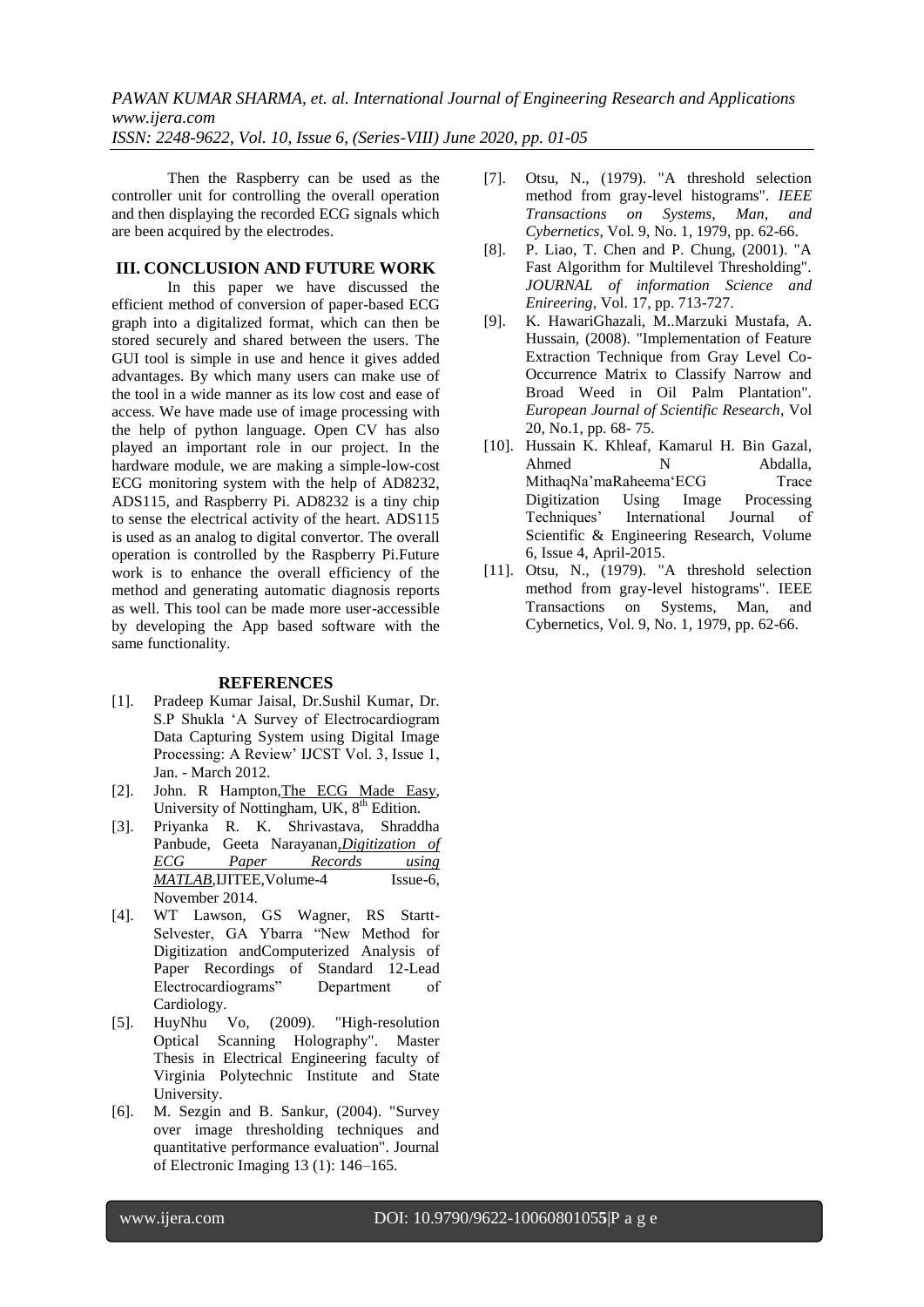Then the Raspberry can be used as the controller unit for controlling the overall operation and then displaying the recorded ECG signals which are been acquired by the electrodes.

## III. CONCLUSION AND FUTURE WORK

In this paper we have discussed the efficient method of conversion of paper-based ECG graph into a digitalized format, which can then be stored securely and shared between the users. The GUI tool is simple in use and hence it gives added advantages. By which many users can make use of the tool in a wide manner as its low cost and ease of access. We have made use of image processing with the help of python language. Open CV has also played an important role in our project. In the hardware module, we are making a simple-low-cost ECG monitoring system with the help of AD8232, ADS115, and Raspberry Pi. AD8232 is a tiny chip to sense the electrical activity of the heart. ADS115 is used as an analog to digital convertor. The overall operation is controlled by the Raspberry Pi.Future work is to enhance the overall efficiency of the method and generating automatic diagnosis reports as well. This tool can be made more user-accessible by developing the App based software with the same functionality.

## REFERENCES

- [1]. Pradeep Kumar Jaisal, Dr.Sushil Kumar, Dr. S.P Shukla 'A Survey of Electrocardiogram Data Capturing System using Digital Image Processing: A Review' IJCST Vol. 3, Issue 1, Jan. - March 2012.
- [2]. John. R Hampton,The ECG Made Easy, University of Nottingham, UK, 8th Edition.
- [3]. Priyanka R. K. Shrivastava, Shraddha Panbude, Geeta Narayanan,*Digitization of ECG Paper Records using MATLAB*,IJITEE,Volume-4 Issue-6, November 2014.
- [4]. WT Lawson, GS Wagner, RS Startt-Selvester, GA Ybarra "New Method for Digitization andComputerized Analysis of Paper Recordings of Standard 12-Lead Electrocardiograms" Department of Cardiology.
- [5]. HuyNhu Vo, (2009). "High-resolution Optical Scanning Holography". Master Thesis in Electrical Engineering faculty of Virginia Polytechnic Institute and State University.
- [6]. M. Sezgin and B. Sankur, (2004). "Survey over image thresholding techniques and quantitative performance evaluation". Journal of Electronic Imaging 13 (1): 146–165.
- [7]. Otsu, N., (1979). "A threshold selection method from gray-level histograms". *IEEE Transactions on Systems, Man, and Cybernetics*, Vol. 9, No. 1, 1979, pp. 62-66.
- [8]. P. Liao, T. Chen and P. Chung, (2001). "A Fast Algorithm for Multilevel Thresholding". *JOURNAL of information Science and Enireering*, Vol. 17, pp. 713-727.
- [9]. K. HawariGhazali, M..Marzuki Mustafa, A. Hussain, (2008). "Implementation of Feature Extraction Technique from Gray Level Co-Occurrence Matrix to Classify Narrow and Broad Weed in Oil Palm Plantation". *European Journal of Scientific Research*, Vol 20, No.1, pp. 68- 75.
- [10]. Hussain K. Khleaf, Kamarul H. Bin Gazal, Ahmed N Abdalla, MithaqNa'maRaheema'ECG Trace Digitization Using Image Processing Techniques' International Journal of Scientific & Engineering Research, Volume 6, Issue 4, April-2015.
- [11]. Otsu, N., (1979). "A threshold selection method from gray-level histograms". IEEE Transactions on Systems, Man, and Cybernetics, Vol. 9, No. 1, 1979, pp. 62-66.